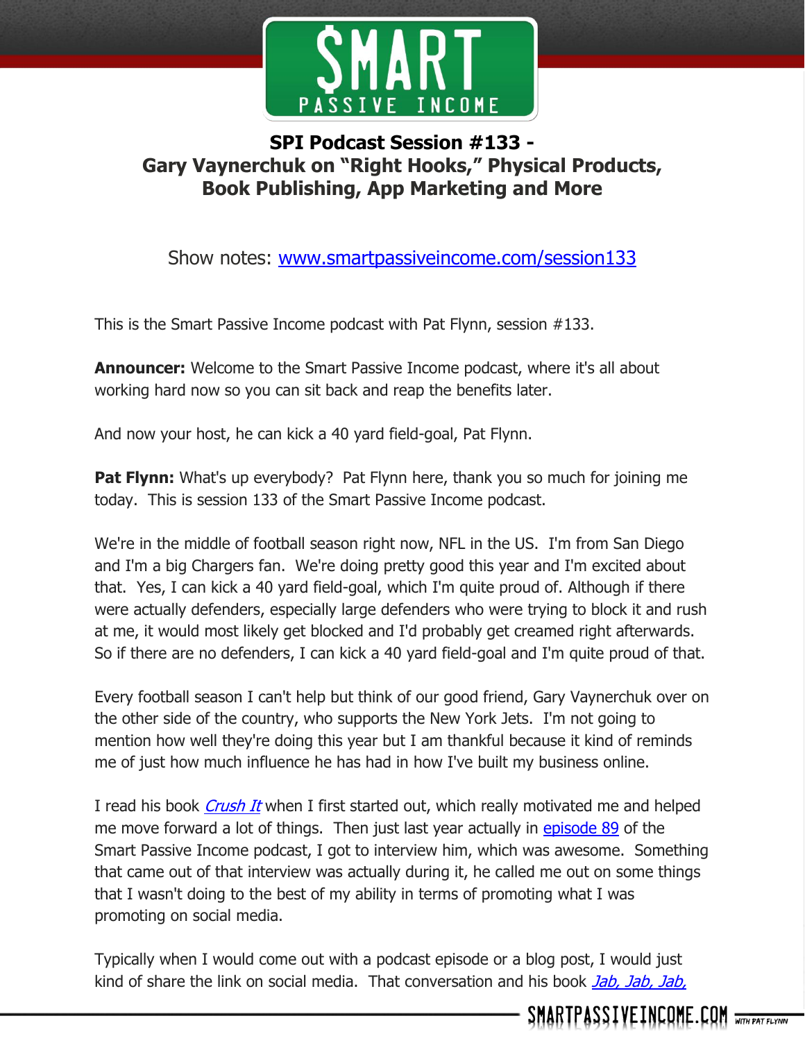# SPI Podcast Session #133 - Gary Vaynerchuk on "Right Hooks," Physical Products, Book Publishing, App Marketing and More

Show notes: [www.smartpassiveincome.com/session133](http://www.smartpassiveincome.com/session133)

This is the Smart Passive Income podcast with Pat Flynn, session #133.

**Announcer:** Welcome to the Smart Passive Income podcast, where it's all about working hard now so you can sit back and reap the benefits later.

And now your host, he can kick a 40 yard field-goal, Pat Flynn.

**Pat Flynn:** What's up everybody? Pat Flynn here, thank you so much for joining me today. This is session 133 of the Smart Passive Income podcast.

We're in the middle of football season right now, NFL in the US. I'm from San Diego and I'm a big Chargers fan. We're doing pretty good this year and I'm excited about that. Yes, I can kick a 40 yard field-goal, which I'm quite proud of. Although if there were actually defenders, especially large defenders who were trying to block it and rush at me, it would most likely get blocked and I'd probably get creamed right afterwards. So if there are no defenders, I can kick a 40 yard field-goal and I'm quite proud of that.

Every football season I can't help but think of our good friend, Gary Vaynerchuk over on the other side of the country, who supports the New York Jets. I'm not going to mention how well they're doing this year but I am thankful because it kind of reminds me of just how much influence he has had in how I've built my business online.

I read his book *Crush It* when I first started out, which really motivated me and helped me move forward a lot of things. Then just last year actually in episode 89 of the Smart Passive Income podcast, I got to interview him, which was awesome. Something that came out of that interview was actually during it, he called me out on some things that I wasn't doing to the best of my ability in terms of promoting what I was promoting on social media.

Typically when I would come out with a podcast episode or a blog post, I would just kind of share the link on social media. That conversation and his book *Jab, Jab, Jab,*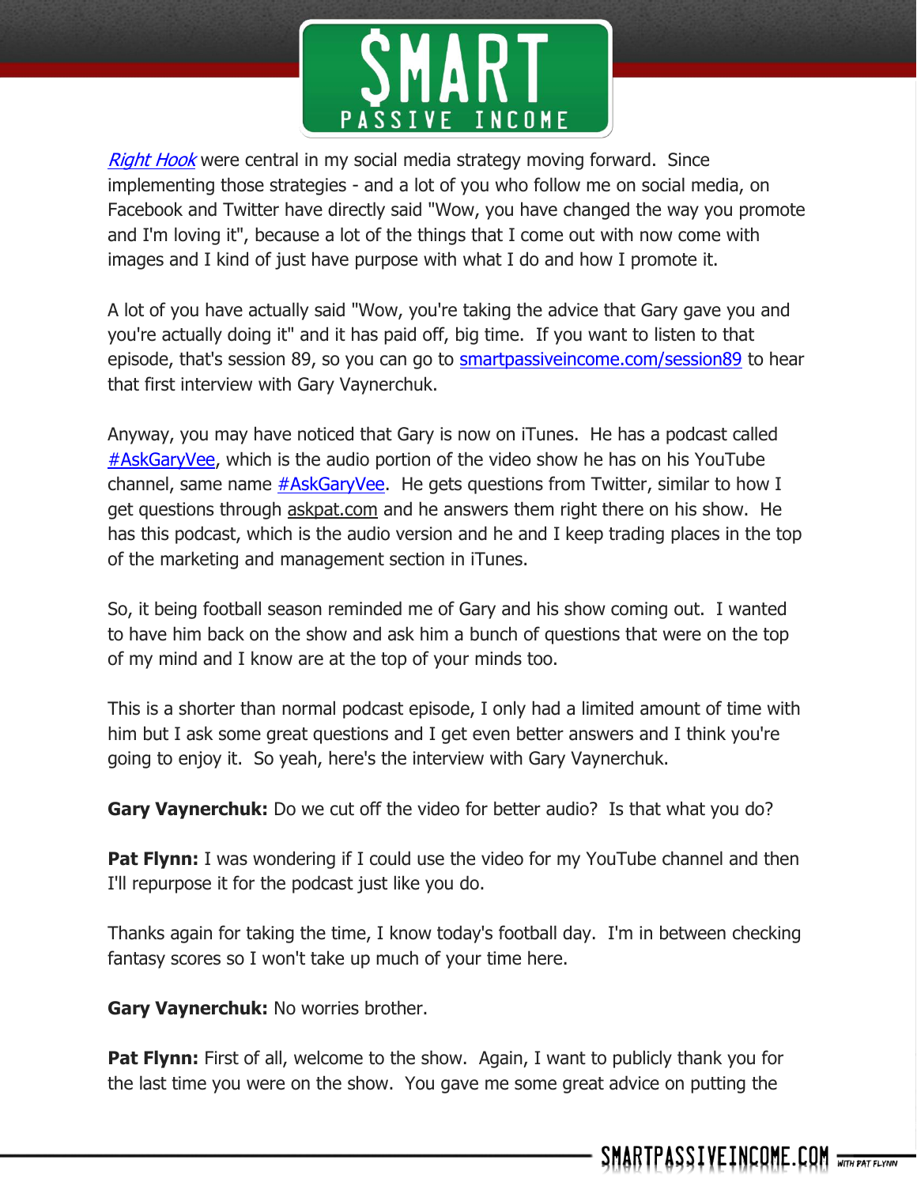*Right Hook* were central in my social media strategy moving forward. Since implementing those strategies - and a lot of you who follow me on social media, on Facebook and Twitter have directly said "Wow, you have changed the way you promote and I'm loving it", because a lot of the things that I come out with now come with images and I kind of just have purpose with what I do and how I promote it.

A lot of you have actually said "Wow, you're taking the advice that Gary gave you and you're actually doing it" and it has paid off, big time. If you want to listen to that episode, that's session 89, so you can go to smartpassiveincome.com/session89 to hear that first interview with Gary Vaynerchuk.

Anyway, you may have noticed that Gary is now on iTunes. He has a podcast called #AskGaryVee, which is the audio portion of the video show he has on his YouTube channel, same name #AskGaryVee. He gets questions from Twitter, similar to how I get questions through askpat.com and he answers them right there on his show. He has this podcast, which is the audio version and he and I keep trading places in the top of the marketing and management section in iTunes.

So, it being football season reminded me of Gary and his show coming out. I wanted to have him back on the show and ask him a bunch of questions that were on the top of my mind and I know are at the top of your minds too.

This is a shorter than normal podcast episode, I only had a limited amount of time with him but I ask some great questions and I get even better answers and I think you're going to enjoy it. So yeah, here's the interview with Gary Vaynerchuk.

**Gary Vaynerchuk:** Do we cut off the video for better audio? Is that what you do?

**Pat Flynn:** I was wondering if I could use the video for my YouTube channel and then I'll repurpose it for the podcast just like you do.

Thanks again for taking the time, I know today's football day. I'm in between checking fantasy scores so I won't take up much of your time here.

**Gary Vaynerchuk:** No worries brother.

**Pat Flynn:** First of all, welcome to the show. Again, I want to publicly thank you for the last time you were on the show. You gave me some great advice on putting the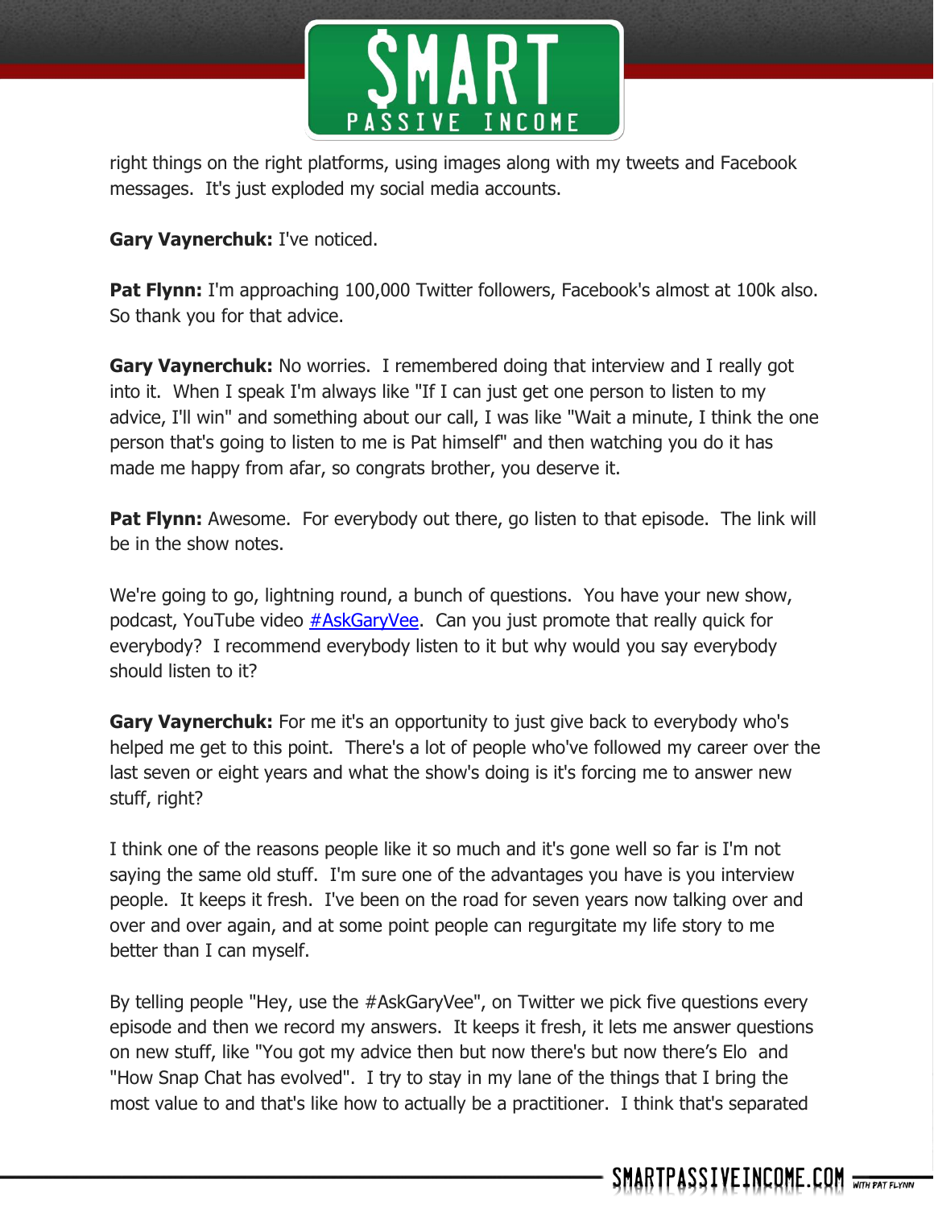right things on the right platforms, using images along with my tweets and Facebook messages. It's just exploded my social media accounts.

**Gary Vaynerchuk:** I've noticed.

**Pat Flynn:** I'm approaching 100,000 Twitter followers, Facebook's almost at 100k also. So thank you for that advice.

**Gary Vaynerchuk:** No worries. I remembered doing that interview and I really got into it. When I speak I'm always like "If I can just get one person to listen to my advice, I'll win" and something about our call, I was like "Wait a minute, I think the one person that's going to listen to me is Pat himself" and then watching you do it has made me happy from afar, so congrats brother, you deserve it.

**Pat Flynn:** Awesome. For everybody out there, go listen to that episode. The link will be in the show notes.

We're going to go, lightning round, a bunch of questions. You have your new show, podcast, YouTube video #AskGaryVee. Can you just promote that really quick for everybody? I recommend everybody listen to it but why would you say everybody should listen to it?

**Gary Vaynerchuk:** For me it's an opportunity to just give back to everybody who's helped me get to this point. There's a lot of people who've followed my career over the last seven or eight years and what the show's doing is it's forcing me to answer new stuff, right?

I think one of the reasons people like it so much and it's gone well so far is I'm not saying the same old stuff. I'm sure one of the advantages you have is you interview people. It keeps it fresh. I've been on the road for seven years now talking over and over and over again, and at some point people can regurgitate my life story to me better than I can myself.

By telling people "Hey, use the #AskGaryVee", on Twitter we pick five questions every episode and then we record my answers. It keeps it fresh, it lets me answer questions on new stuff, like "You got my advice then but now there's but now there's Elo and "How Snap Chat has evolved". I try to stay in my lane of the things that I bring the most value to and that's like how to actually be a practitioner. I think that's separated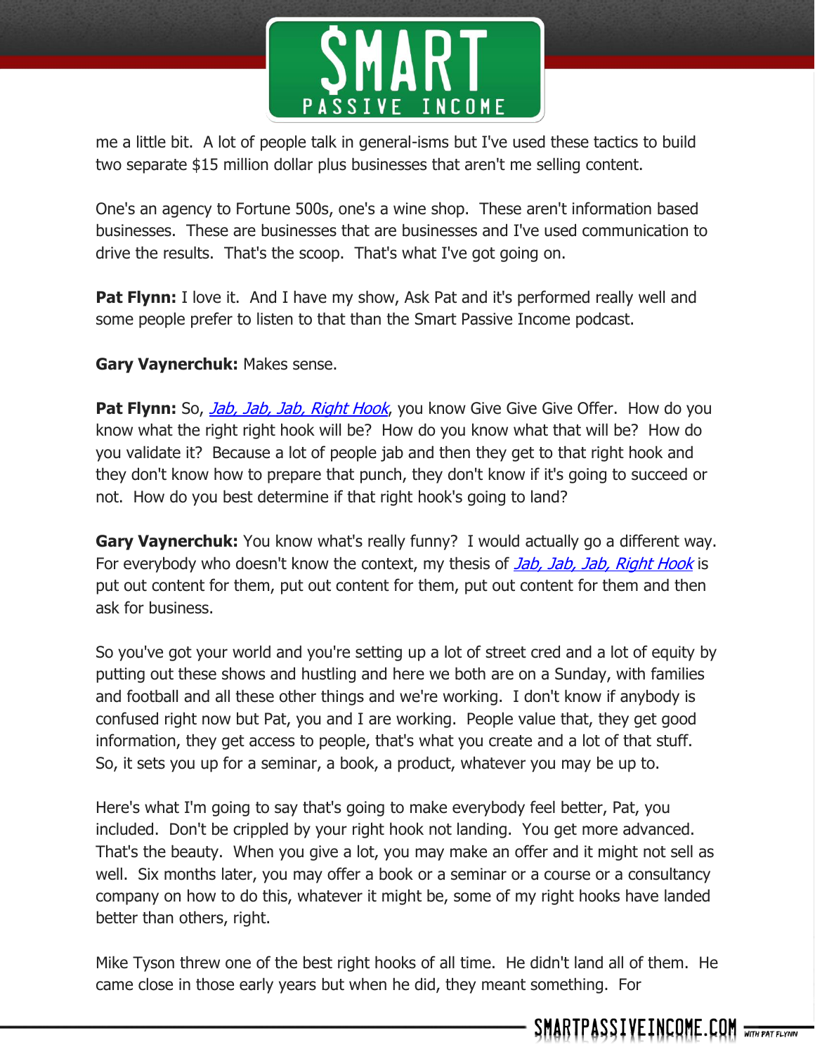me a little bit. A lot of people talk in general-isms but I've used these tactics to build two separate $15 million dollar plus businesses that aren't me selling content.

One's an agency to Fortune 500s, one's a wine shop. These aren't information based businesses. These are businesses that are businesses and I've used communication to drive the results. That's the scoop. That's what I've got going on.

**Pat Flynn:** I love it. And I have my show, Ask Pat and it's performed really well and some people prefer to listen to that than the Smart Passive Income podcast.

**Gary Vaynerchuk:** Makes sense.

**Pat Flynn:** So, *Jab, Jab, Jab, Right Hook*, you know Give Give Give Offer. How do you know what the right right hook will be? How do you know what that will be? How do you validate it? Because a lot of people jab and then they get to that right hook and they don't know how to prepare that punch, they don't know if it's going to succeed or not. How do you best determine if that right hook's going to land?

**Gary Vaynerchuk:** You know what's really funny? I would actually go a different way. For everybody who doesn't know the context, my thesis of *Jab, Jab, Jab, Right Hook* is put out content for them, put out content for them, put out content for them and then ask for business.

So you've got your world and you're setting up a lot of street cred and a lot of equity by putting out these shows and hustling and here we both are on a Sunday, with families and football and all these other things and we're working. I don't know if anybody is confused right now but Pat, you and I are working. People value that, they get good information, they get access to people, that's what you create and a lot of that stuff. So, it sets you up for a seminar, a book, a product, whatever you may be up to.

Here's what I'm going to say that's going to make everybody feel better, Pat, you included. Don't be crippled by your right hook not landing. You get more advanced. That's the beauty. When you give a lot, you may make an offer and it might not sell as well. Six months later, you may offer a book or a seminar or a course or a consultancy company on how to do this, whatever it might be, some of my right hooks have landed better than others, right.

Mike Tyson threw one of the best right hooks of all time. He didn't land all of them. He came close in those early years but when he did, they meant something. For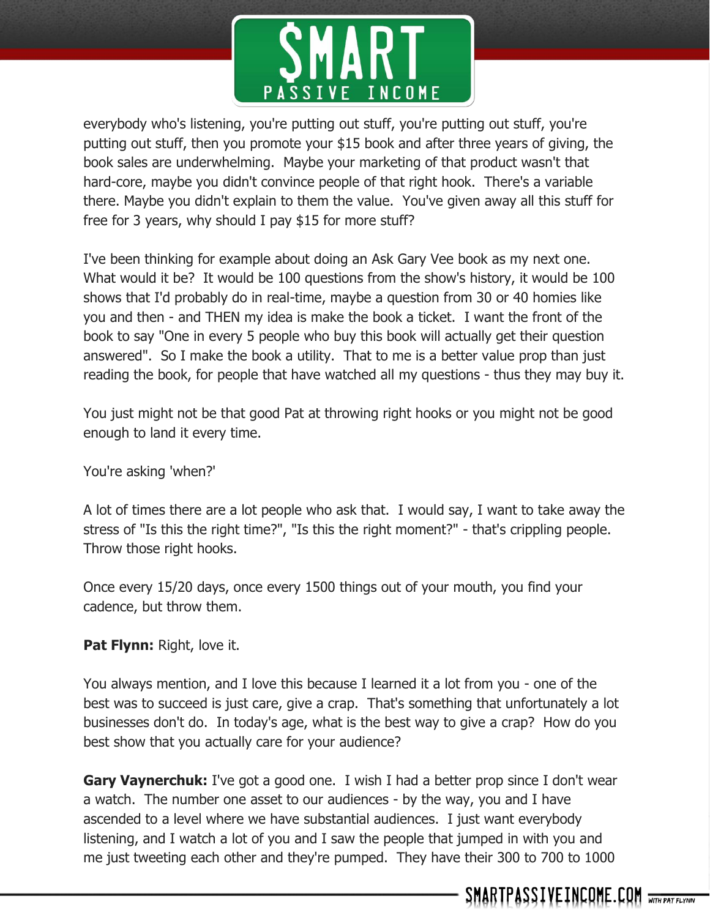everybody who's listening, you're putting out stuff, you're putting out stuff, you're putting out stuff, then you promote your $15 book and after three years of giving, the book sales are underwhelming.  Maybe your marketing of that product wasn't that hard-core, maybe you didn't convince people of that right hook.  There's a variable there. Maybe you didn't explain to them the value.  You've given away all this stuff for free for 3 years, why should I pay $15 for more stuff?

I've been thinking for example about doing an Ask Gary Vee book as my next one.  What would it be?  It would be 100 questions from the show's history, it would be 100 shows that I'd probably do in real-time, maybe a question from 30 or 40 homies like you and then - and THEN my idea is make the book a ticket.  I want the front of the book to say "One in every 5 people who buy this book will actually get their question answered".  So I make the book a utility.  That to me is a better value prop than just reading the book, for people that have watched all my questions - thus they may buy it.

You just might not be that good Pat at throwing right hooks or you might not be good enough to land it every time.

You're asking 'when?'

A lot of times there are a lot people who ask that.  I would say, I want to take away the stress of "Is this the right time?", "Is this the right moment?" - that's crippling people.  Throw those right hooks.

Once every 15/20 days, once every 1500 things out of your mouth, you find your cadence, but throw them.

**Pat Flynn:** Right, love it.

You always mention, and I love this because I learned it a lot from you - one of the best was to succeed is just care, give a crap.  That's something that unfortunately a lot businesses don't do.  In today's age, what is the best way to give a crap?  How do you best show that you actually care for your audience?

**Gary Vaynerchuk:** I've got a good one.  I wish I had a better prop since I don't wear a watch.  The number one asset to our audiences - by the way, you and I have ascended to a level where we have substantial audiences.  I just want everybody listening, and I watch a lot of you and I saw the people that jumped in with you and me just tweeting each other and they're pumped.  They have their 300 to 700 to 1000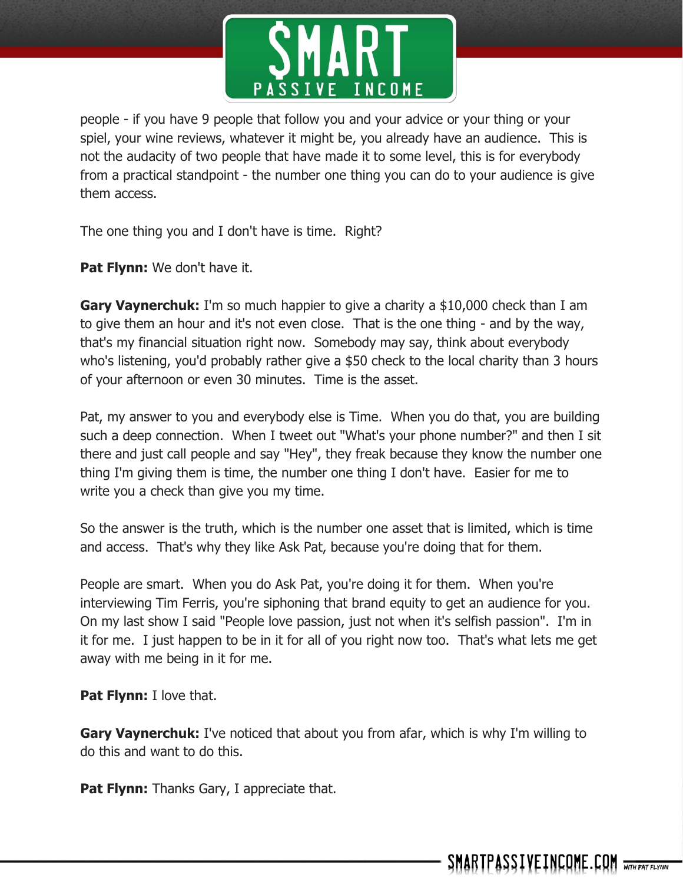people - if you have 9 people that follow you and your advice or your thing or your spiel, your wine reviews, whatever it might be, you already have an audience.  This is not the audacity of two people that have made it to some level, this is for everybody from a practical standpoint - the number one thing you can do to your audience is give them access.

The one thing you and I don't have is time.  Right?

**Pat Flynn:** We don't have it.

**Gary Vaynerchuk:** I'm so much happier to give a charity a $10,000 check than I am to give them an hour and it's not even close.  That is the one thing - and by the way, that's my financial situation right now.  Somebody may say, think about everybody who's listening, you'd probably rather give a $50 check to the local charity than 3 hours of your afternoon or even 30 minutes.  Time is the asset.

Pat, my answer to you and everybody else is Time.  When you do that, you are building such a deep connection.  When I tweet out "What's your phone number?" and then I sit there and just call people and say "Hey", they freak because they know the number one thing I'm giving them is time, the number one thing I don't have.  Easier for me to write you a check than give you my time.

So the answer is the truth, which is the number one asset that is limited, which is time and access.  That's why they like Ask Pat, because you're doing that for them.

People are smart.  When you do Ask Pat, you're doing it for them.  When you're interviewing Tim Ferris, you're siphoning that brand equity to get an audience for you.  On my last show I said "People love passion, just not when it's selfish passion".  I'm in it for me.  I just happen to be in it for all of you right now too.  That's what lets me get away with me being in it for me.

**Pat Flynn:** I love that.

**Gary Vaynerchuk:** I've noticed that about you from afar, which is why I'm willing to do this and want to do this.

**Pat Flynn:** Thanks Gary, I appreciate that.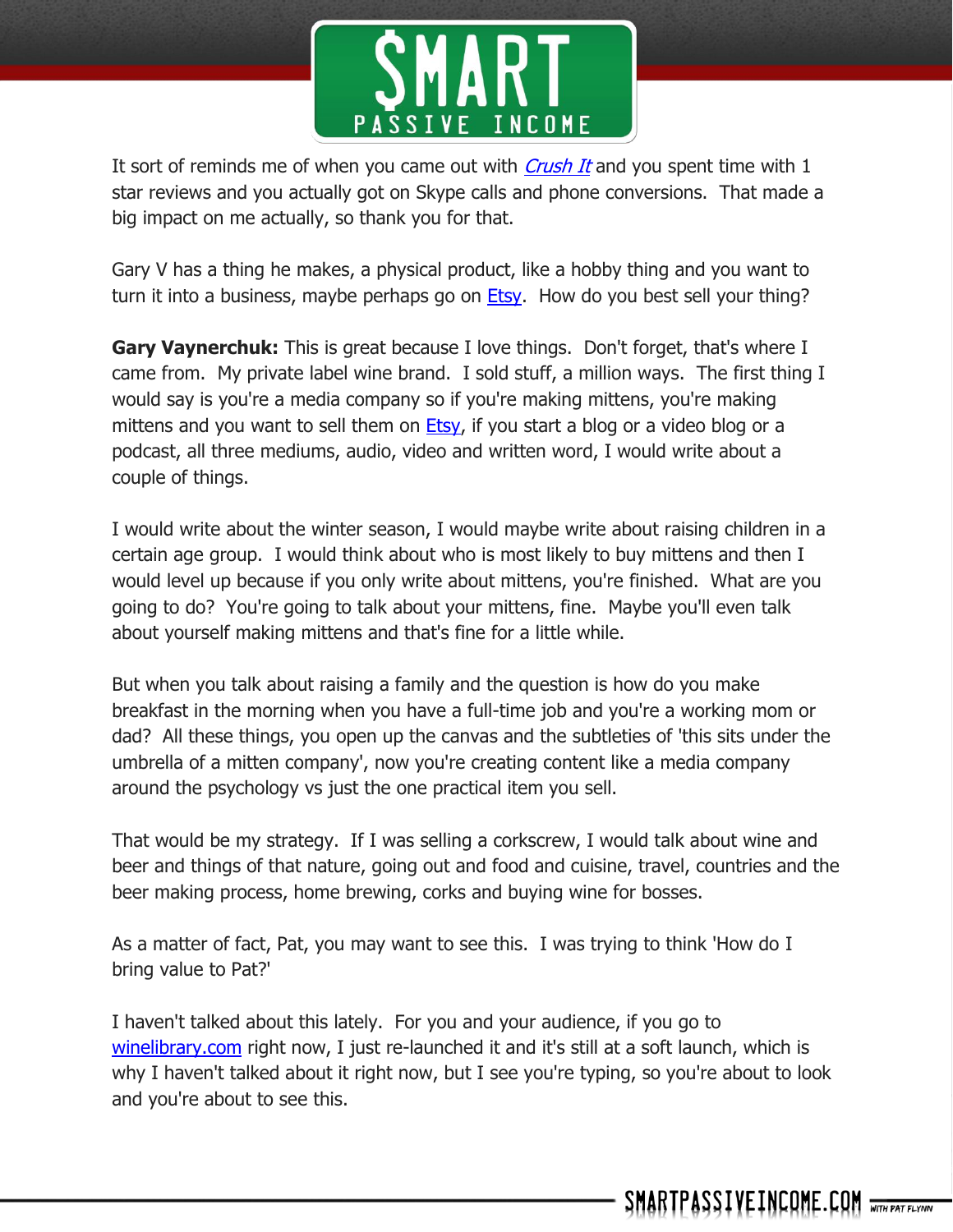It sort of reminds me of when you came out with *Crush It* and you spent time with 1 star reviews and you actually got on Skype calls and phone conversions. That made a big impact on me actually, so thank you for that.

Gary V has a thing he makes, a physical product, like a hobby thing and you want to turn it into a business, maybe perhaps go on Etsy. How do you best sell your thing?

**Gary Vaynerchuk:** This is great because I love things. Don't forget, that's where I came from. My private label wine brand. I sold stuff, a million ways. The first thing I would say is you're a media company so if you're making mittens, you're making mittens and you want to sell them on Etsy, if you start a blog or a video blog or a podcast, all three mediums, audio, video and written word, I would write about a couple of things.

I would write about the winter season, I would maybe write about raising children in a certain age group. I would think about who is most likely to buy mittens and then I would level up because if you only write about mittens, you're finished. What are you going to do? You're going to talk about your mittens, fine. Maybe you'll even talk about yourself making mittens and that's fine for a little while.

But when you talk about raising a family and the question is how do you make breakfast in the morning when you have a full-time job and you're a working mom or dad? All these things, you open up the canvas and the subtleties of 'this sits under the umbrella of a mitten company', now you're creating content like a media company around the psychology vs just the one practical item you sell.

That would be my strategy. If I was selling a corkscrew, I would talk about wine and beer and things of that nature, going out and food and cuisine, travel, countries and the beer making process, home brewing, corks and buying wine for bosses.

As a matter of fact, Pat, you may want to see this. I was trying to think 'How do I bring value to Pat?'

I haven't talked about this lately. For you and your audience, if you go to winelibrary.com right now, I just re-launched it and it's still at a soft launch, which is why I haven't talked about it right now, but I see you're typing, so you're about to look and you're about to see this.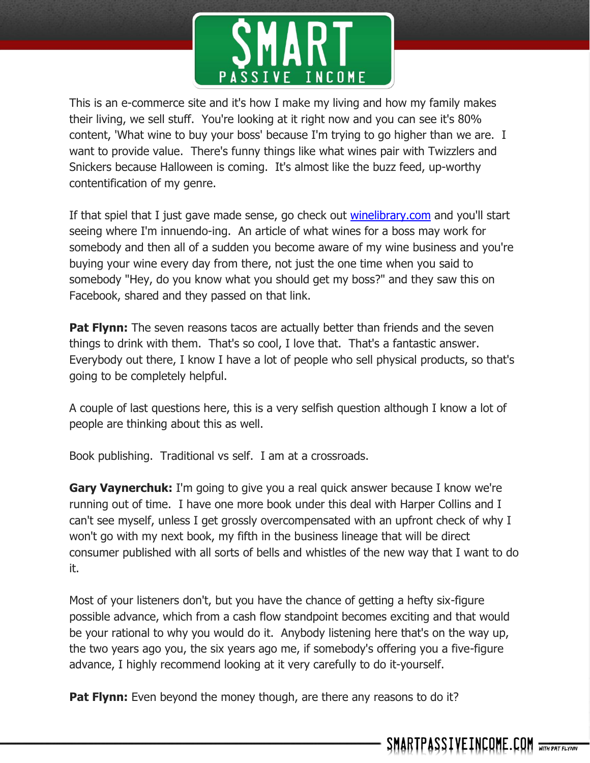This is an e-commerce site and it's how I make my living and how my family makes their living, we sell stuff.  You're looking at it right now and you can see it's 80% content, 'What wine to buy your boss' because I'm trying to go higher than we are.  I want to provide value.  There's funny things like what wines pair with Twizzlers and Snickers because Halloween is coming.  It's almost like the buzz feed, up-worthy contentification of my genre.

If that spiel that I just gave made sense, go check out [winelibrary.com](http://winelibrary.com) and you'll start seeing where I'm innuendo-ing.  An article of what wines for a boss may work for somebody and then all of a sudden you become aware of my wine business and you're buying your wine every day from there, not just the one time when you said to somebody "Hey, do you know what you should get my boss?" and they saw this on Facebook, shared and they passed on that link.

**Pat Flynn:** The seven reasons tacos are actually better than friends and the seven things to drink with them.  That's so cool, I love that.  That's a fantastic answer.  Everybody out there, I know I have a lot of people who sell physical products, so that's going to be completely helpful.

A couple of last questions here, this is a very selfish question although I know a lot of people are thinking about this as well.

Book publishing.  Traditional vs self.  I am at a crossroads.

**Gary Vaynerchuk:** I'm going to give you a real quick answer because I know we're running out of time.  I have one more book under this deal with Harper Collins and I can't see myself, unless I get grossly overcompensated with an upfront check of why I won't go with my next book, my fifth in the business lineage that will be direct consumer published with all sorts of bells and whistles of the new way that I want to do it.

Most of your listeners don't, but you have the chance of getting a hefty six-figure possible advance, which from a cash flow standpoint becomes exciting and that would be your rational to why you would do it.  Anybody listening here that's on the way up, the two years ago you, the six years ago me, if somebody's offering you a five-figure advance, I highly recommend looking at it very carefully to do it-yourself.

**Pat Flynn:** Even beyond the money though, are there any reasons to do it?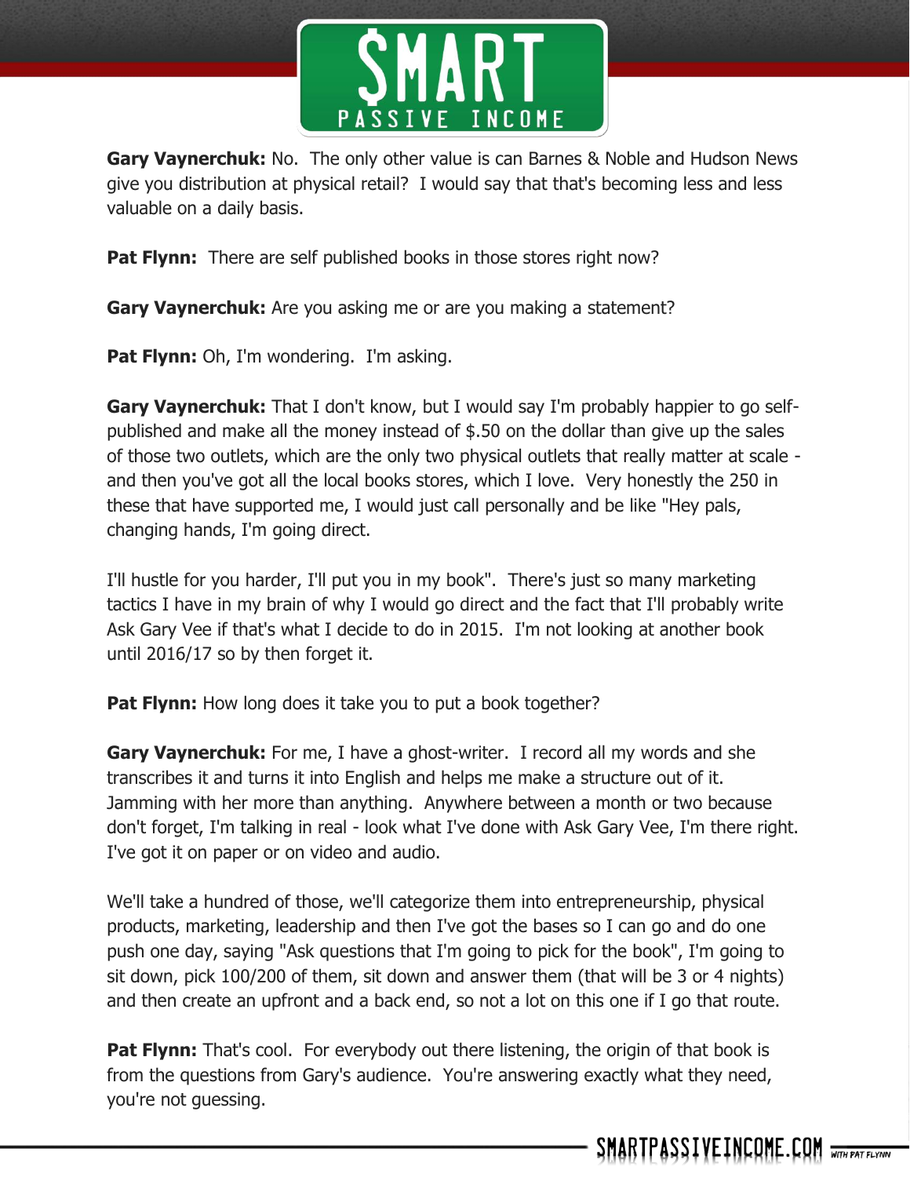**Gary Vaynerchuk:** No. The only other value is can Barnes & Noble and Hudson News give you distribution at physical retail? I would say that that's becoming less and less valuable on a daily basis.

**Pat Flynn:** There are self published books in those stores right now?

**Gary Vaynerchuk:** Are you asking me or are you making a statement?

**Pat Flynn:** Oh, I'm wondering. I'm asking.

**Gary Vaynerchuk:** That I don't know, but I would say I'm probably happier to go self-published and make all the money instead of $.50 on the dollar than give up the sales of those two outlets, which are the only two physical outlets that really matter at scale - and then you've got all the local books stores, which I love. Very honestly the 250 in these that have supported me, I would just call personally and be like "Hey pals, changing hands, I'm going direct.

I'll hustle for you harder, I'll put you in my book". There's just so many marketing tactics I have in my brain of why I would go direct and the fact that I'll probably write Ask Gary Vee if that's what I decide to do in 2015. I'm not looking at another book until 2016/17 so by then forget it.

**Pat Flynn:** How long does it take you to put a book together?

**Gary Vaynerchuk:** For me, I have a ghost-writer. I record all my words and she transcribes it and turns it into English and helps me make a structure out of it. Jamming with her more than anything. Anywhere between a month or two because don't forget, I'm talking in real - look what I've done with Ask Gary Vee, I'm there right. I've got it on paper or on video and audio.

We'll take a hundred of those, we'll categorize them into entrepreneurship, physical products, marketing, leadership and then I've got the bases so I can go and do one push one day, saying "Ask questions that I'm going to pick for the book", I'm going to sit down, pick 100/200 of them, sit down and answer them (that will be 3 or 4 nights) and then create an upfront and a back end, so not a lot on this one if I go that route.

**Pat Flynn:** That's cool. For everybody out there listening, the origin of that book is from the questions from Gary's audience. You're answering exactly what they need, you're not guessing.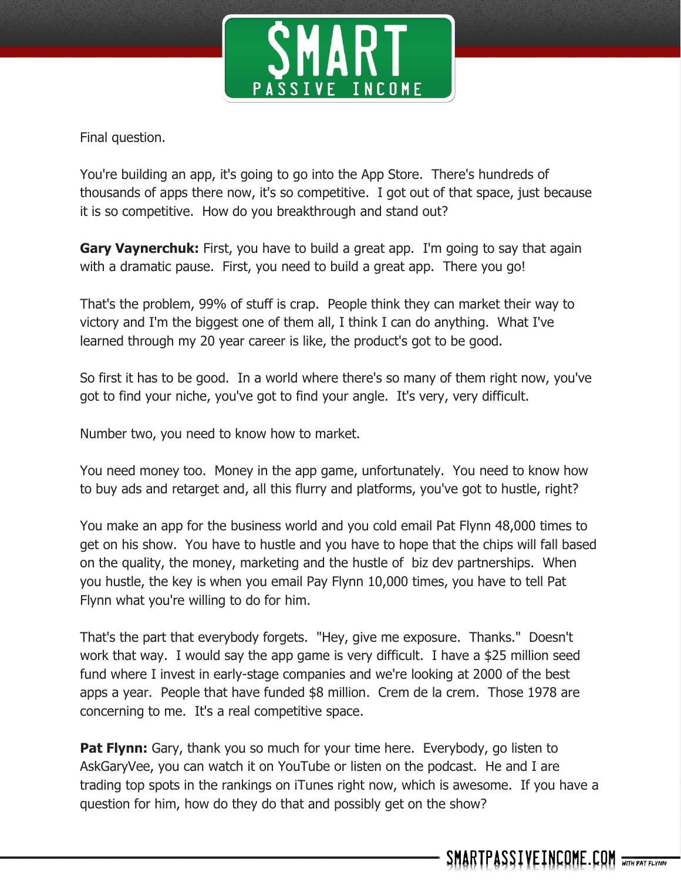Final question.

You're building an app, it's going to go into the App Store.  There's hundreds of thousands of apps there now, it's so competitive.  I got out of that space, just because it is so competitive.  How do you breakthrough and stand out?

**Gary Vaynerchuk:** First, you have to build a great app.  I'm going to say that again with a dramatic pause.  First, you need to build a great app.  There you go!

That's the problem, 99% of stuff is crap.  People think they can market their way to victory and I'm the biggest one of them all, I think I can do anything.  What I've learned through my 20 year career is like, the product's got to be good.

So first it has to be good.  In a world where there's so many of them right now, you've got to find your niche, you've got to find your angle.  It's very, very difficult.

Number two, you need to know how to market.

You need money too.  Money in the app game, unfortunately.  You need to know how to buy ads and retarget and, all this flurry and platforms, you've got to hustle, right?

You make an app for the business world and you cold email Pat Flynn 48,000 times to get on his show.  You have to hustle and you have to hope that the chips will fall based on the quality, the money, marketing and the hustle of  biz dev partnerships.  When you hustle, the key is when you email Pay Flynn 10,000 times, you have to tell Pat Flynn what you're willing to do for him.

That's the part that everybody forgets.  "Hey, give me exposure.  Thanks."  Doesn't work that way.  I would say the app game is very difficult.  I have a $25 million seed fund where I invest in early-stage companies and we're looking at 2000 of the best apps a year.  People that have funded $8 million.  Crem de la crem.  Those 1978 are concerning to me.  It's a real competitive space.

**Pat Flynn:** Gary, thank you so much for your time here.  Everybody, go listen to AskGaryVee, you can watch it on YouTube or listen on the podcast.  He and I are trading top spots in the rankings on iTunes right now, which is awesome.  If you have a question for him, how do they do that and possibly get on the show?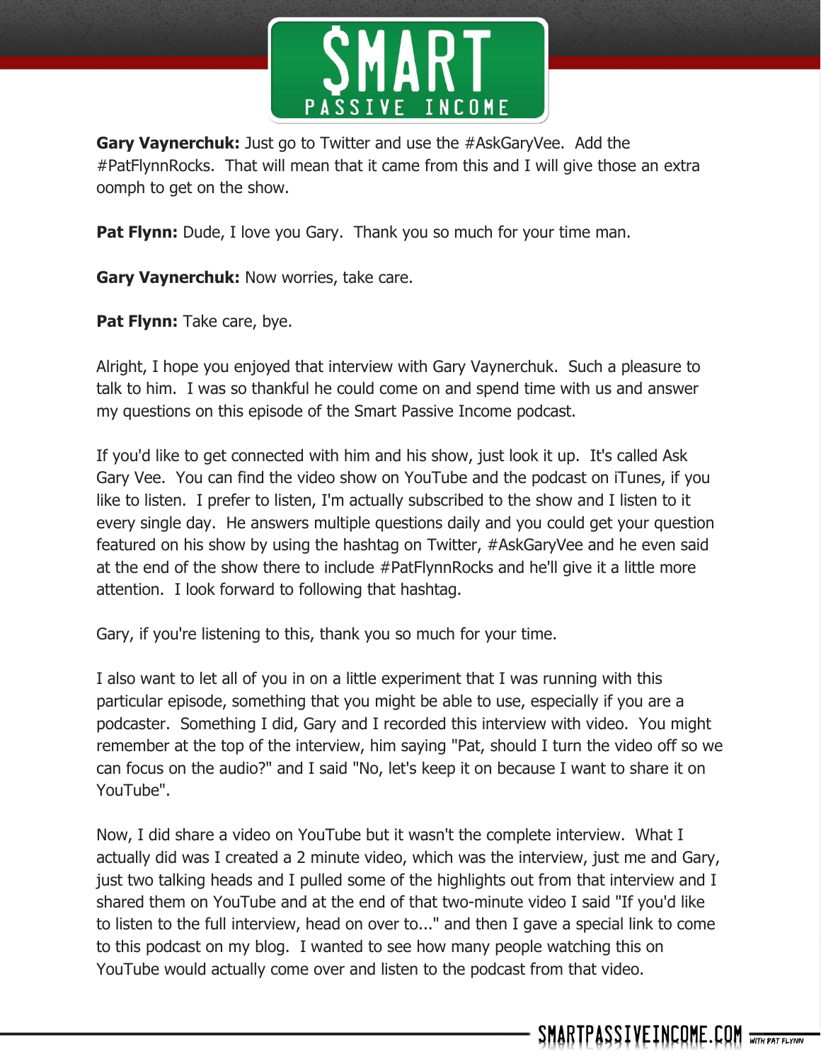**Gary Vaynerchuk:** Just go to Twitter and use the #AskGaryVee. Add the #PatFlynnRocks. That will mean that it came from this and I will give those an extra oomph to get on the show.

**Pat Flynn:** Dude, I love you Gary. Thank you so much for your time man.

**Gary Vaynerchuk:** Now worries, take care.

**Pat Flynn:** Take care, bye.

Alright, I hope you enjoyed that interview with Gary Vaynerchuk. Such a pleasure to talk to him. I was so thankful he could come on and spend time with us and answer my questions on this episode of the Smart Passive Income podcast.

If you'd like to get connected with him and his show, just look it up. It's called Ask Gary Vee. You can find the video show on YouTube and the podcast on iTunes, if you like to listen. I prefer to listen, I'm actually subscribed to the show and I listen to it every single day. He answers multiple questions daily and you could get your question featured on his show by using the hashtag on Twitter, #AskGaryVee and he even said at the end of the show there to include #PatFlynnRocks and he'll give it a little more attention. I look forward to following that hashtag.

Gary, if you're listening to this, thank you so much for your time.

I also want to let all of you in on a little experiment that I was running with this particular episode, something that you might be able to use, especially if you are a podcaster. Something I did, Gary and I recorded this interview with video. You might remember at the top of the interview, him saying "Pat, should I turn the video off so we can focus on the audio?" and I said "No, let's keep it on because I want to share it on YouTube".

Now, I did share a video on YouTube but it wasn't the complete interview. What I actually did was I created a 2 minute video, which was the interview, just me and Gary, just two talking heads and I pulled some of the highlights out from that interview and I shared them on YouTube and at the end of that two-minute video I said "If you'd like to listen to the full interview, head on over to..." and then I gave a special link to come to this podcast on my blog. I wanted to see how many people watching this on YouTube would actually come over and listen to the podcast from that video.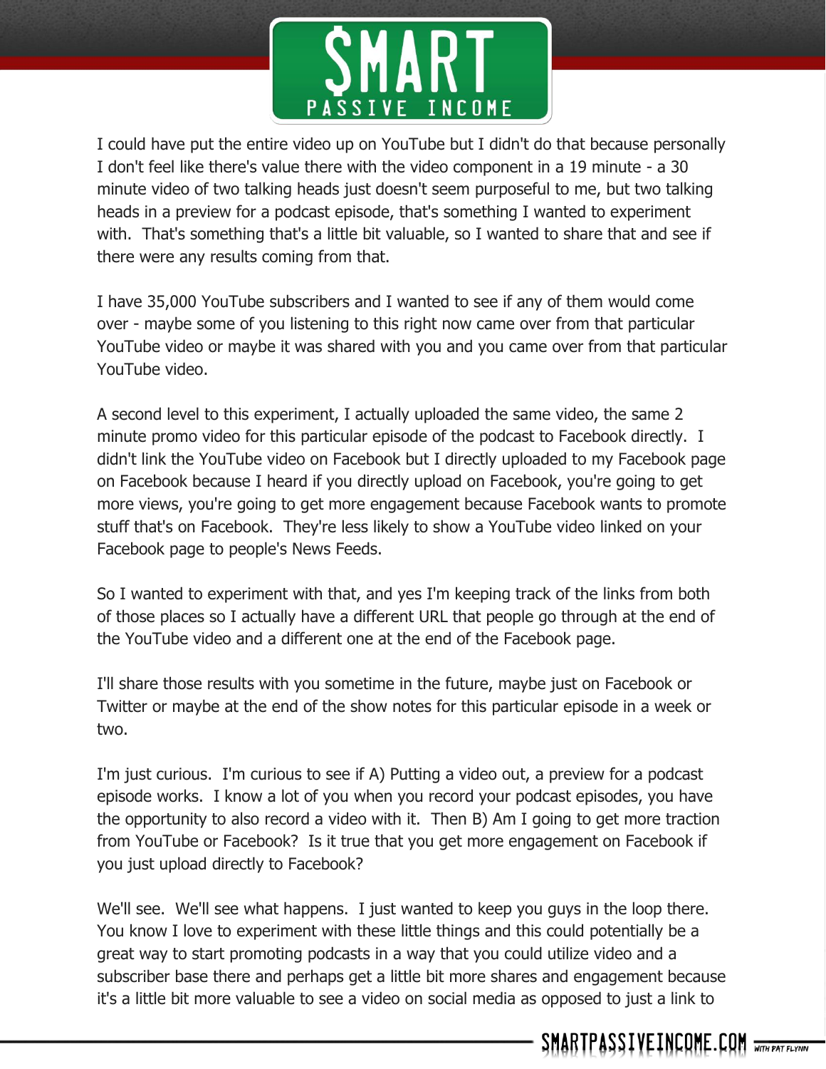I could have put the entire video up on YouTube but I didn't do that because personally I don't feel like there's value there with the video component in a 19 minute - a 30 minute video of two talking heads just doesn't seem purposeful to me, but two talking heads in a preview for a podcast episode, that's something I wanted to experiment with. That's something that's a little bit valuable, so I wanted to share that and see if there were any results coming from that.

I have 35,000 YouTube subscribers and I wanted to see if any of them would come over - maybe some of you listening to this right now came over from that particular YouTube video or maybe it was shared with you and you came over from that particular YouTube video.

A second level to this experiment, I actually uploaded the same video, the same 2 minute promo video for this particular episode of the podcast to Facebook directly. I didn't link the YouTube video on Facebook but I directly uploaded to my Facebook page on Facebook because I heard if you directly upload on Facebook, you're going to get more views, you're going to get more engagement because Facebook wants to promote stuff that's on Facebook. They're less likely to show a YouTube video linked on your Facebook page to people's News Feeds.

So I wanted to experiment with that, and yes I'm keeping track of the links from both of those places so I actually have a different URL that people go through at the end of the YouTube video and a different one at the end of the Facebook page.

I'll share those results with you sometime in the future, maybe just on Facebook or Twitter or maybe at the end of the show notes for this particular episode in a week or two.

I'm just curious. I'm curious to see if A) Putting a video out, a preview for a podcast episode works. I know a lot of you when you record your podcast episodes, you have the opportunity to also record a video with it. Then B) Am I going to get more traction from YouTube or Facebook? Is it true that you get more engagement on Facebook if you just upload directly to Facebook?

We'll see. We'll see what happens. I just wanted to keep you guys in the loop there. You know I love to experiment with these little things and this could potentially be a great way to start promoting podcasts in a way that you could utilize video and a subscriber base there and perhaps get a little bit more shares and engagement because it's a little bit more valuable to see a video on social media as opposed to just a link to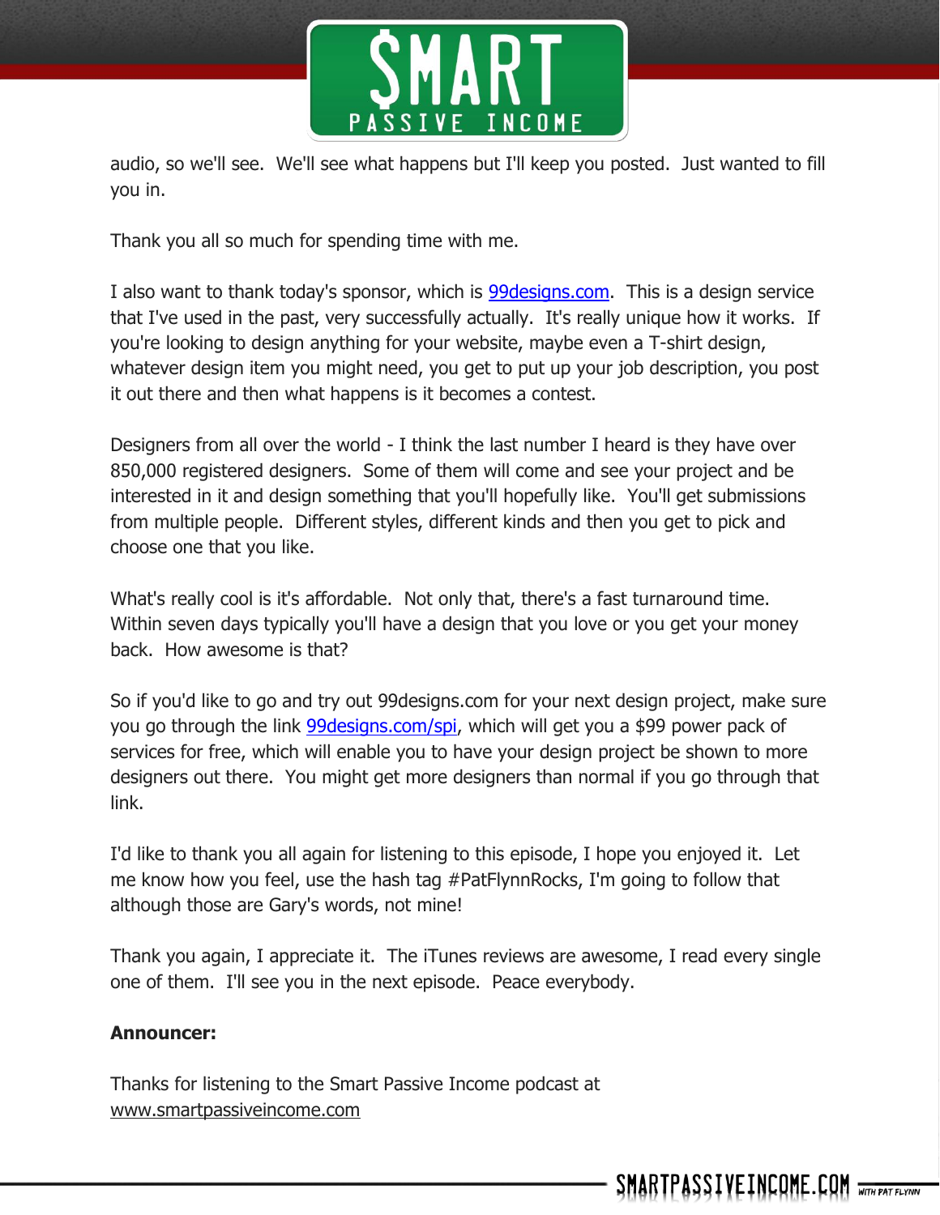audio, so we'll see. We'll see what happens but I'll keep you posted. Just wanted to fill you in.

Thank you all so much for spending time with me.

I also want to thank today's sponsor, which is [99designs.com](99designs.com). This is a design service that I've used in the past, very successfully actually. It's really unique how it works. If you're looking to design anything for your website, maybe even a T-shirt design, whatever design item you might need, you get to put up your job description, you post it out there and then what happens is it becomes a contest.

Designers from all over the world - I think the last number I heard is they have over 850,000 registered designers. Some of them will come and see your project and be interested in it and design something that you'll hopefully like. You'll get submissions from multiple people. Different styles, different kinds and then you get to pick and choose one that you like.

What's really cool is it's affordable. Not only that, there's a fast turnaround time. Within seven days typically you'll have a design that you love or you get your money back. How awesome is that?

So if you'd like to go and try out 99designs.com for your next design project, make sure you go through the link [99designs.com/spi](99designs.com/spi), which will get you a $99 power pack of services for free, which will enable you to have your design project be shown to more designers out there. You might get more designers than normal if you go through that link.

I'd like to thank you all again for listening to this episode, I hope you enjoyed it. Let me know how you feel, use the hash tag #PatFlynnRocks, I'm going to follow that although those are Gary's words, not mine!

Thank you again, I appreciate it. The iTunes reviews are awesome, I read every single one of them. I'll see you in the next episode. Peace everybody.

**Announcer:**

Thanks for listening to the Smart Passive Income podcast at www.smartpassiveincome.com